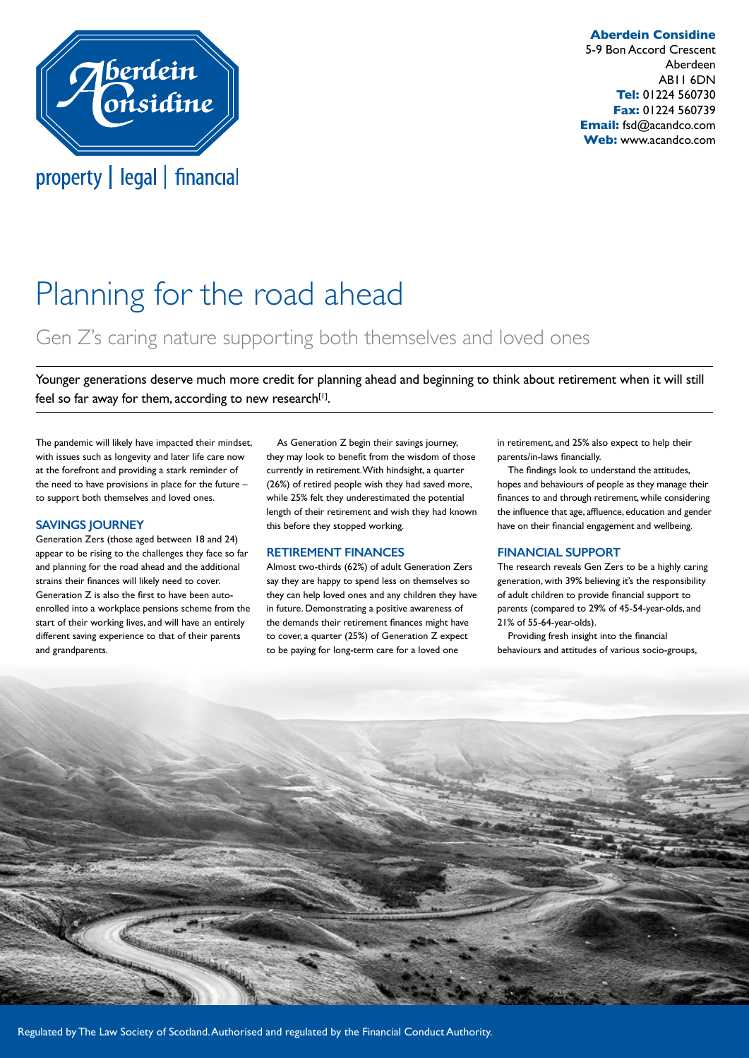**Aberdein Considine**
5-9 Bon Accord Crescent
Aberdeen
AB11 6DN
**Tel:** 01224 560730
**Fax:** 01224 560739
**Email:** fsd@acandco.com
**Web:** www.acandco.com

property | legal | financial

# Planning for the road ahead

## Gen Z's caring nature supporting both themselves and loved ones

Younger generations deserve much more credit for planning ahead and beginning to think about retirement when it will still feel so far away for them, according to new research[1].

The pandemic will likely have impacted their mindset, with issues such as longevity and later life care now at the forefront and providing a stark reminder of the need to have provisions in place for the future – to support both themselves and loved ones.

### SAVINGS JOURNEY

Generation Zers (those aged between 18 and 24) appear to be rising to the challenges they face so far and planning for the road ahead and the additional strains their finances will likely need to cover. Generation Z is also the first to have been auto-enrolled into a workplace pensions scheme from the start of their working lives, and will have an entirely different saving experience to that of their parents and grandparents.

As Generation Z begin their savings journey, they may look to benefit from the wisdom of those currently in retirement. With hindsight, a quarter (26%) of retired people wish they had saved more, while 25% felt they underestimated the potential length of their retirement and wish they had known this before they stopped working.

### RETIREMENT FINANCES

Almost two-thirds (62%) of adult Generation Zers say they are happy to spend less on themselves so they can help loved ones and any children they have in future. Demonstrating a positive awareness of the demands their retirement finances might have to cover, a quarter (25%) of Generation Z expect to be paying for long-term care for a loved one in retirement, and 25% also expect to help their parents/in-laws financially.

The findings look to understand the attitudes, hopes and behaviours of people as they manage their finances to and through retirement, while considering the influence that age, affluence, education and gender have on their financial engagement and wellbeing.

### FINANCIAL SUPPORT

The research reveals Gen Zers to be a highly caring generation, with 39% believing it's the responsibility of adult children to provide financial support to parents (compared to 29% of 45-54-year-olds, and 21% of 55-64-year-olds).

Providing fresh insight into the financial behaviours and attitudes of various socio-groups,

Regulated by The Law Society of Scotland. Authorised and regulated by the Financial Conduct Authority.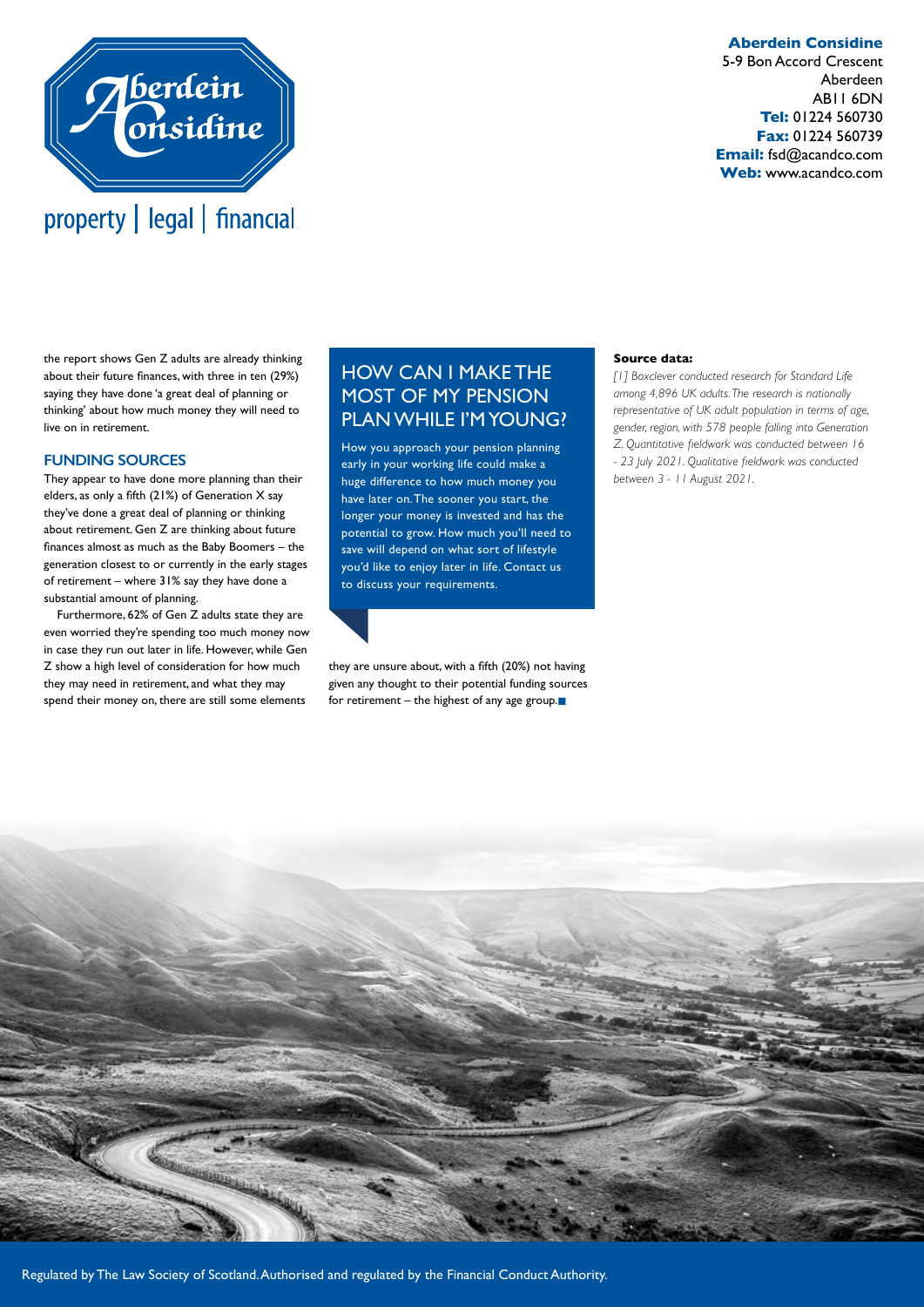**Aberdein Considine**
5-9 Bon Accord Crescent
Aberdeen
AB11 6DN
**Tel:** 01224 560730
**Fax:** 01224 560739
**Email:** fsd@acandco.com
**Web:** www.acandco.com

property | legal | financial

the report shows Gen Z adults are already thinking about their future finances, with three in ten (29%) saying they have done 'a great deal of planning or thinking' about how much money they will need to live on in retirement.

## FUNDING SOURCES

They appear to have done more planning than their elders, as only a fifth (21%) of Generation X say they've done a great deal of planning or thinking about retirement. Gen Z are thinking about future finances almost as much as the Baby Boomers – the generation closest to or currently in the early stages of retirement – where 31% say they have done a substantial amount of planning.

Furthermore, 62% of Gen Z adults state they are even worried they're spending too much money now in case they run out later in life. However, while Gen Z show a high level of consideration for how much they may need in retirement, and what they may spend their money on, there are still some elements they are unsure about, with a fifth (20%) not having given any thought to their potential funding sources for retirement – the highest of any age group.■

## HOW CAN I MAKE THE MOST OF MY PENSION PLAN WHILE I'M YOUNG?

How you approach your pension planning early in your working life could make a huge difference to how much money you have later on. The sooner you start, the longer your money is invested and has the potential to grow. How much you'll need to save will depend on what sort of lifestyle you'd like to enjoy later in life. Contact us to discuss your requirements.

**Source data:**

*[1] Boxclever conducted research for Standard Life among 4,896 UK adults. The research is nationally representative of UK adult population in terms of age, gender, region, with 578 people falling into Generation Z. Quantitative fieldwork was conducted between 16 - 23 July 2021. Qualitative fieldwork was conducted between 3 - 11 August 2021.*

Regulated by The Law Society of Scotland. Authorised and regulated by the Financial Conduct Authority.